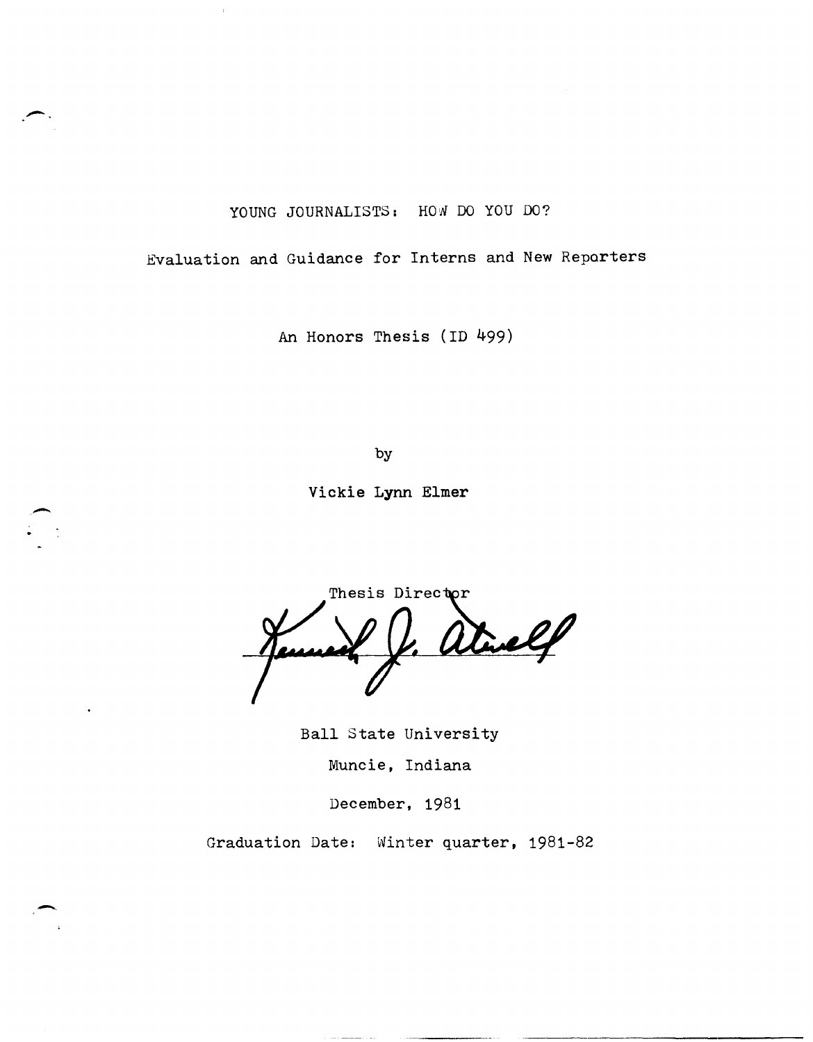# YOUNG JOURNALISTS: HOW DO YOU DO?

## Evaluation and Guidance for Interns and New Reporters

An Honors Thesis (ID 499)

by

Vickie Lynn Elmer

Thesis Director

Ball State University

Muncie, Indiana

December, 1981

Graduation Date: Winter quarter, 1981-82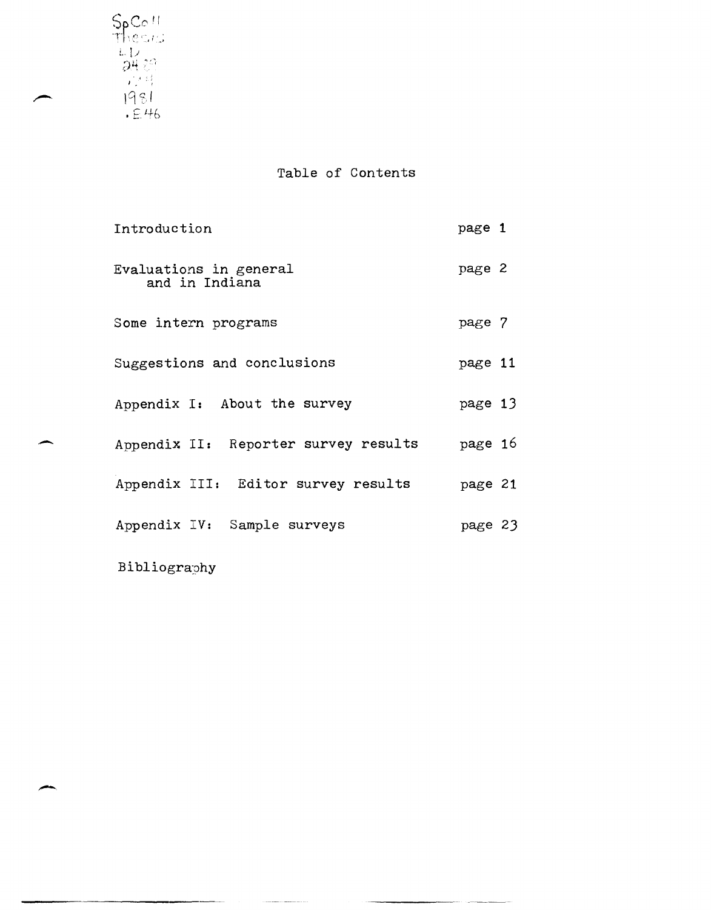SpColl
Thesis
LD
2489
.Z4
1981
.E46

# Table of Contents

| | |
|---|---|
| Introduction | page 1 |
| Evaluations in general and in Indiana | page 2 |
| Some intern programs | page 7 |
| Suggestions and conclusions | page 11 |
| Appendix I: About the survey | page 13 |
| Appendix II: Reporter survey results | page 16 |
| Appendix III: Editor survey results | page 21 |
| Appendix IV: Sample surveys | page 23 |
| Bibliography | |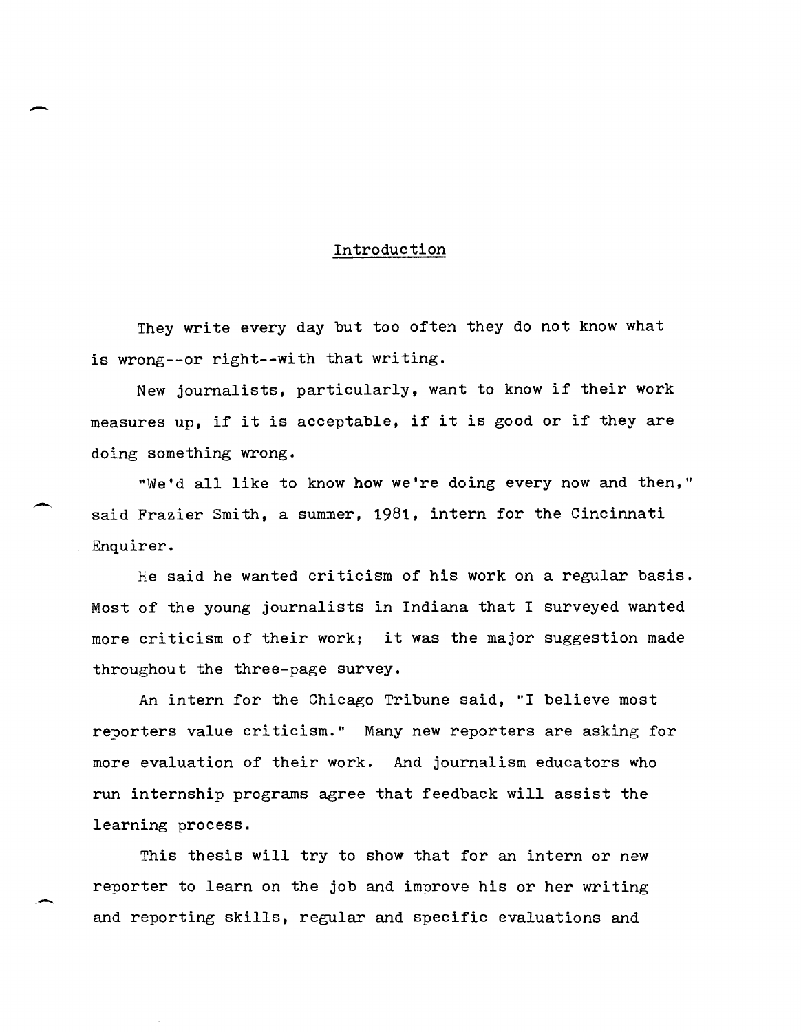# Introduction

They write every day but too often they do not know what is wrong--or right--with that writing.

New journalists, particularly, want to know if their work measures up, if it is acceptable, if it is good or if they are doing something wrong.

"We'd all like to know how we're doing every now and then," said Frazier Smith, a summer, 1981, intern for the Cincinnati Enquirer.

He said he wanted criticism of his work on a regular basis. Most of the young journalists in Indiana that I surveyed wanted more criticism of their work; it was the major suggestion made throughout the three-page survey.

An intern for the Chicago Tribune said, "I believe most reporters value criticism." Many new reporters are asking for more evaluation of their work. And journalism educators who run internship programs agree that feedback will assist the learning process.

This thesis will try to show that for an intern or new reporter to learn on the job and improve his or her writing and reporting skills, regular and specific evaluations and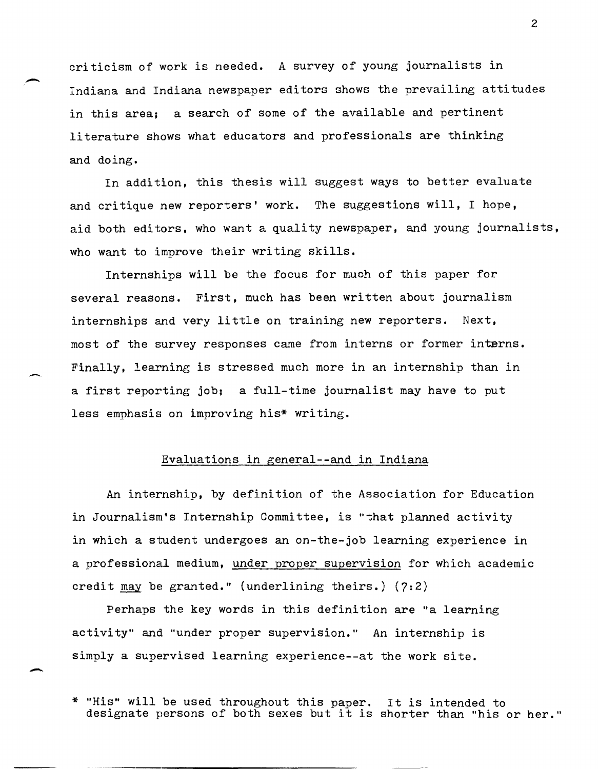criticism of work is needed. A survey of young journalists in Indiana and Indiana newspaper editors shows the prevailing attitudes in this area; a search of some of the available and pertinent literature shows what educators and professionals are thinking and doing.

In addition, this thesis will suggest ways to better evaluate and critique new reporters' work. The suggestions will, I hope, aid both editors, who want a quality newspaper, and young journalists, who want to improve their writing skills.

Internships will be the focus for much of this paper for several reasons. First, much has been written about journalism internships and very little on training new reporters. Next, most of the survey responses came from interns or former interns. Finally, learning is stressed much more in an internship than in a first reporting job; a full-time journalist may have to put less emphasis on improving his* writing.

## Evaluations in general--and in Indiana

An internship, by definition of the Association for Education in Journalism's Internship Committee, is "that planned activity in which a student undergoes an on-the-job learning experience in a professional medium, <u>under proper supervision</u> for which academic credit <u>may</u> be granted." (underlining theirs.) (7:2)

Perhaps the key words in this definition are "a learning activity" and "under proper supervision." An internship is simply a supervised learning experience--at the work site.

\* "His" will be used throughout this paper. It is intended to designate persons of both sexes but it is shorter than "his or her."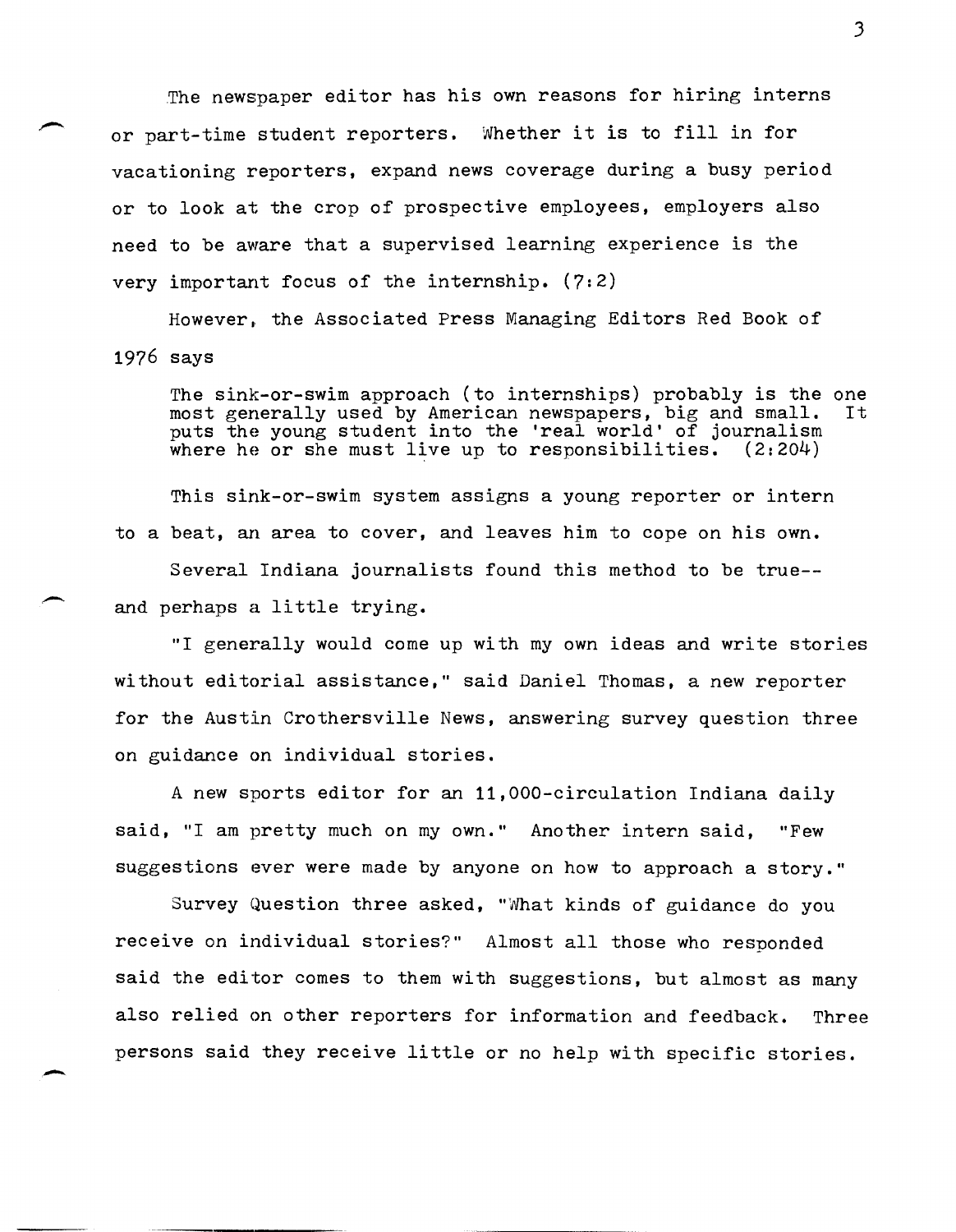The newspaper editor has his own reasons for hiring interns or part-time student reporters. Whether it is to fill in for vacationing reporters, expand news coverage during a busy period or to look at the crop of prospective employees, employers also need to be aware that a supervised learning experience is the very important focus of the internship. (7:2)

However, the Associated Press Managing Editors Red Book of 1976 says

> The sink-or-swim approach (to internships) probably is the one most generally used by American newspapers, big and small. It puts the young student into the 'real world' of journalism where he or she must live up to responsibilities. (2:204)

This sink-or-swim system assigns a young reporter or intern to a beat, an area to cover, and leaves him to cope on his own.

Several Indiana journalists found this method to be true--and perhaps a little trying.

"I generally would come up with my own ideas and write stories without editorial assistance," said Daniel Thomas, a new reporter for the Austin Crothersville News, answering survey question three on guidance on individual stories.

A new sports editor for an 11,000-circulation Indiana daily said, "I am pretty much on my own." Another intern said, "Few suggestions ever were made by anyone on how to approach a story."

Survey Question three asked, "What kinds of guidance do you receive on individual stories?" Almost all those who responded said the editor comes to them with suggestions, but almost as many also relied on other reporters for information and feedback. Three persons said they receive little or no help with specific stories.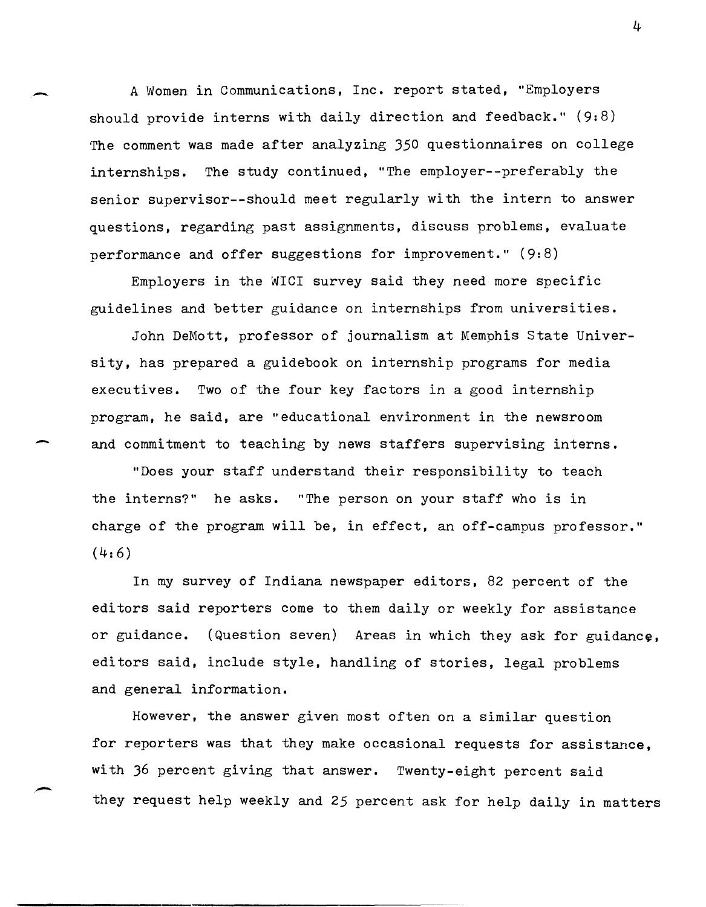A Women in Communications, Inc. report stated, "Employers should provide interns with daily direction and feedback." (9:8) The comment was made after analyzing 350 questionnaires on college internships. The study continued, "The employer--preferably the senior supervisor--should meet regularly with the intern to answer questions, regarding past assignments, discuss problems, evaluate performance and offer suggestions for improvement." (9:8)

Employers in the WICI survey said they need more specific guidelines and better guidance on internships from universities.

John DeMott, professor of journalism at Memphis State University, has prepared a guidebook on internship programs for media executives. Two of the four key factors in a good internship program, he said, are "educational environment in the newsroom and commitment to teaching by news staffers supervising interns.

"Does your staff understand their responsibility to teach the interns?" he asks. "The person on your staff who is in charge of the program will be, in effect, an off-campus professor." (4:6)

In my survey of Indiana newspaper editors, 82 percent of the editors said reporters come to them daily or weekly for assistance or guidance. (Question seven) Areas in which they ask for guidance, editors said, include style, handling of stories, legal problems and general information.

However, the answer given most often on a similar question for reporters was that they make occasional requests for assistance, with 36 percent giving that answer. Twenty-eight percent said they request help weekly and 25 percent ask for help daily in matters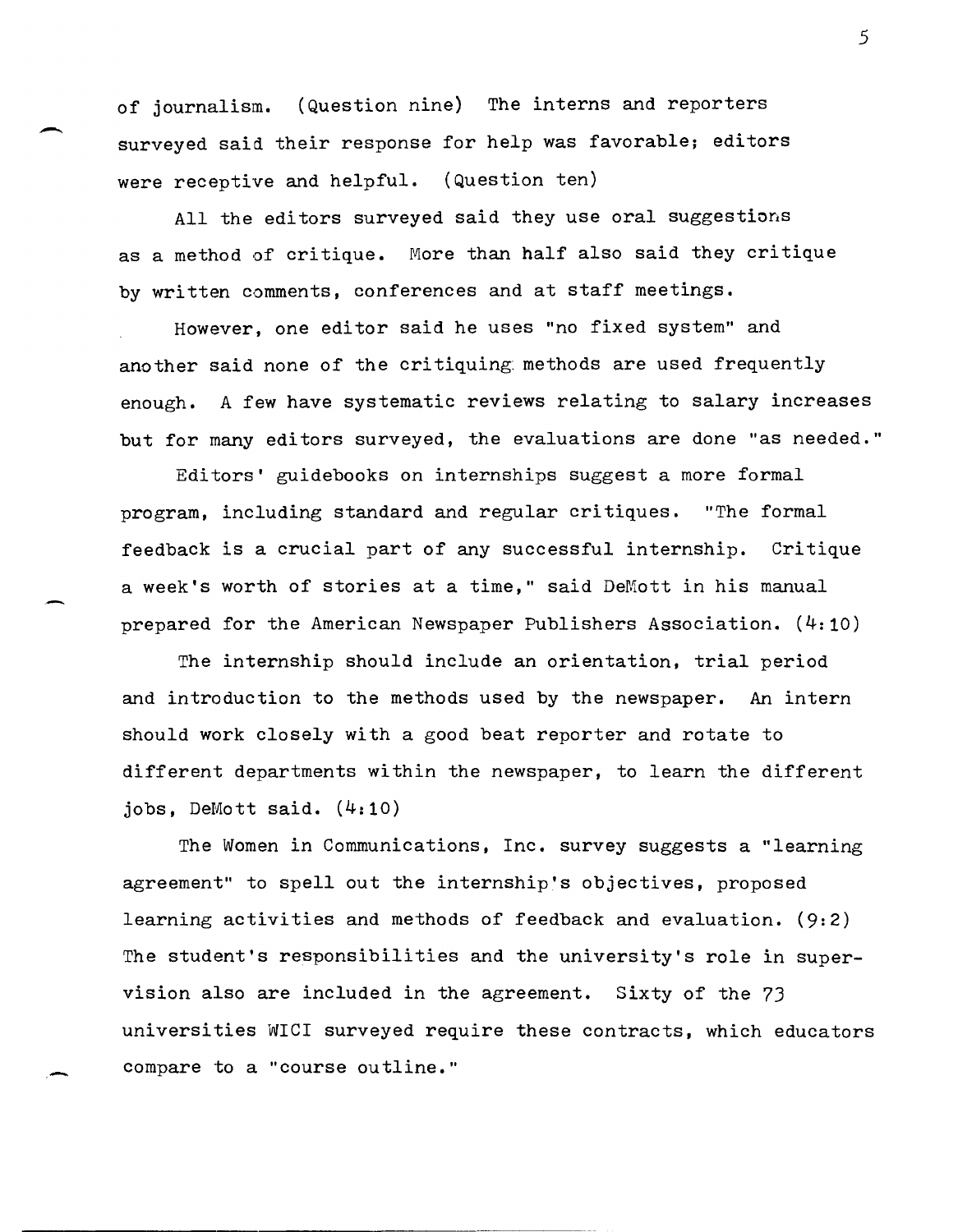of journalism. (Question nine) The interns and reporters surveyed said their response for help was favorable; editors were receptive and helpful. (Question ten)

All the editors surveyed said they use oral suggestions as a method of critique. More than half also said they critique by written comments, conferences and at staff meetings.

However, one editor said he uses "no fixed system" and another said none of the critiquing methods are used frequently enough. A few have systematic reviews relating to salary increases but for many editors surveyed, the evaluations are done "as needed."

Editors' guidebooks on internships suggest a more formal program, including standard and regular critiques. "The formal feedback is a crucial part of any successful internship. Critique a week's worth of stories at a time," said DeMott in his manual prepared for the American Newspaper Publishers Association. (4:10)

The internship should include an orientation, trial period and introduction to the methods used by the newspaper. An intern should work closely with a good beat reporter and rotate to different departments within the newspaper, to learn the different jobs, DeMott said. (4:10)

The Women in Communications, Inc. survey suggests a "learning agreement" to spell out the internship's objectives, proposed learning activities and methods of feedback and evaluation. (9:2) The student's responsibilities and the university's role in supervision also are included in the agreement. Sixty of the 73 universities WICI surveyed require these contracts, which educators compare to a "course outline."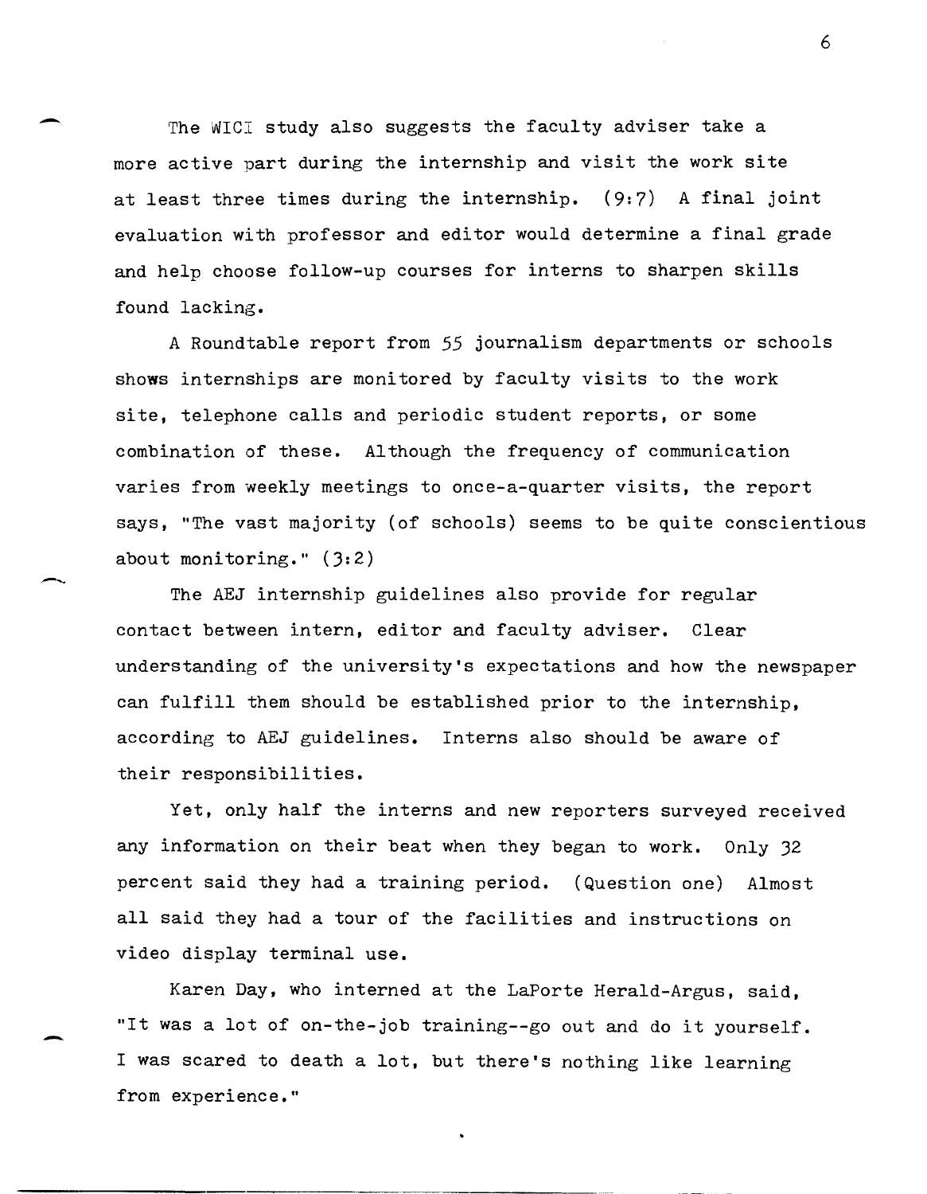The WICI study also suggests the faculty adviser take a more active part during the internship and visit the work site at least three times during the internship. (9:7) A final joint evaluation with professor and editor would determine a final grade and help choose follow-up courses for interns to sharpen skills found lacking.

A Roundtable report from 55 journalism departments or schools shows internships are monitored by faculty visits to the work site, telephone calls and periodic student reports, or some combination of these. Although the frequency of communication varies from weekly meetings to once-a-quarter visits, the report says, "The vast majority (of schools) seems to be quite conscientious about monitoring." (3:2)

The AEJ internship guidelines also provide for regular contact between intern, editor and faculty adviser. Clear understanding of the university's expectations and how the newspaper can fulfill them should be established prior to the internship, according to AEJ guidelines. Interns also should be aware of their responsibilities.

Yet, only half the interns and new reporters surveyed received any information on their beat when they began to work. Only 32 percent said they had a training period. (Question one) Almost all said they had a tour of the facilities and instructions on video display terminal use.

Karen Day, who interned at the LaPorte Herald-Argus, said, "It was a lot of on-the-job training--go out and do it yourself. I was scared to death a lot, but there's nothing like learning from experience."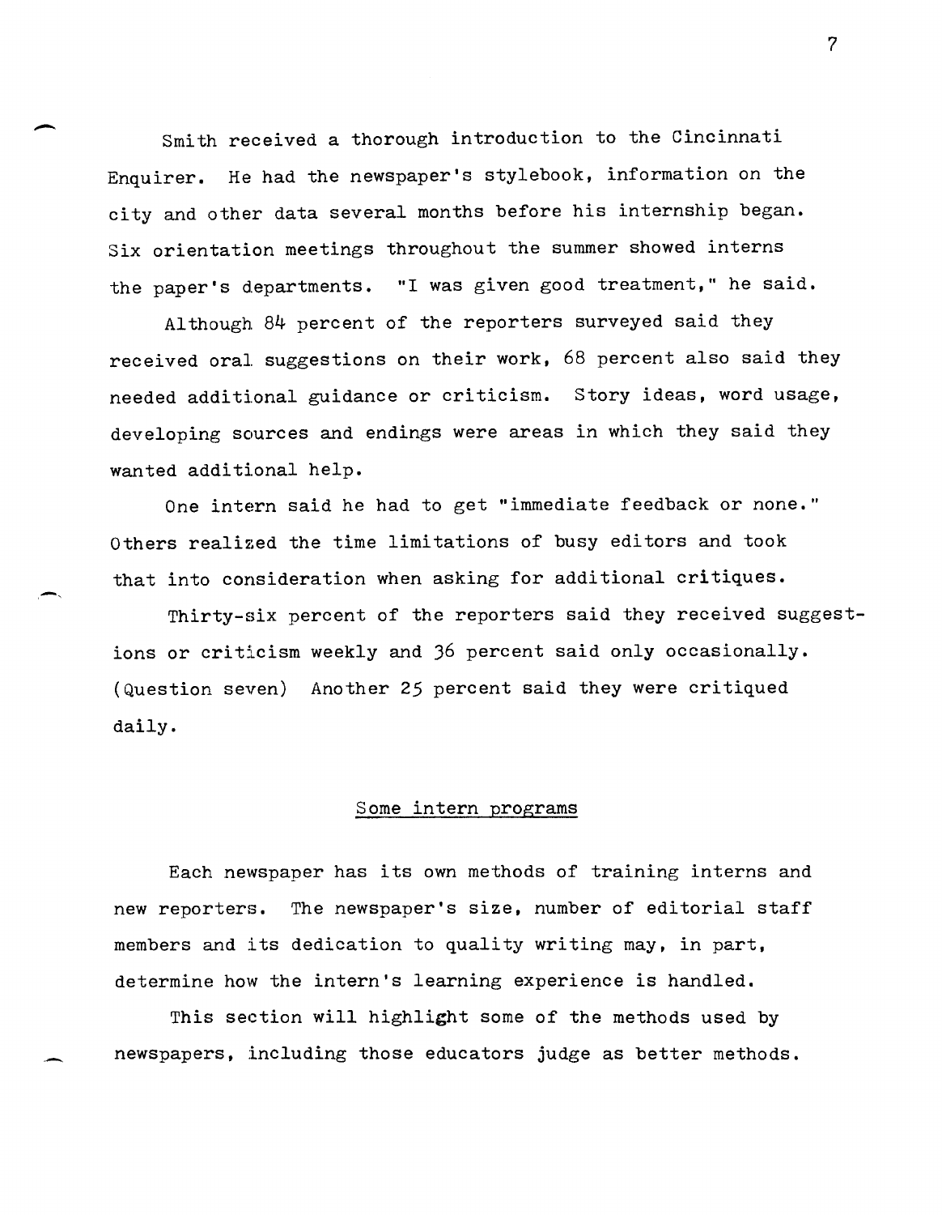Smith received a thorough introduction to the Cincinnati Enquirer. He had the newspaper's stylebook, information on the city and other data several months before his internship began. Six orientation meetings throughout the summer showed interns the paper's departments. "I was given good treatment," he said.

Although 84 percent of the reporters surveyed said they received oral suggestions on their work, 68 percent also said they needed additional guidance or criticism. Story ideas, word usage, developing sources and endings were areas in which they said they wanted additional help.

One intern said he had to get "immediate feedback or none." Others realized the time limitations of busy editors and took that into consideration when asking for additional critiques.

Thirty-six percent of the reporters said they received suggestions or criticism weekly and 36 percent said only occasionally. (Question seven) Another 25 percent said they were critiqued daily.

## Some intern programs

Each newspaper has its own methods of training interns and new reporters. The newspaper's size, number of editorial staff members and its dedication to quality writing may, in part, determine how the intern's learning experience is handled.

This section will highlight some of the methods used by newspapers, including those educators judge as better methods.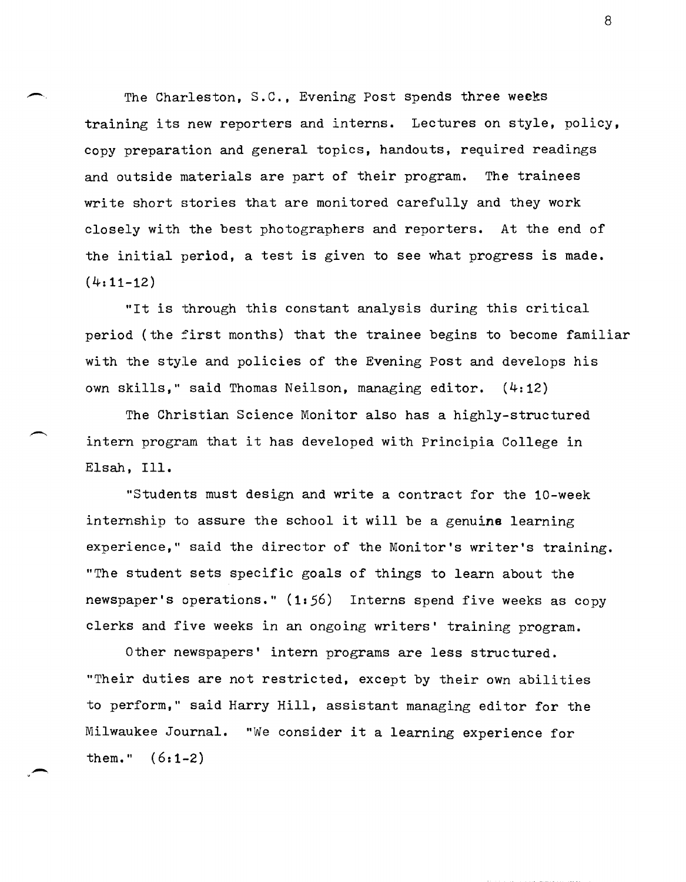The Charleston, S.C., Evening Post spends three weeks training its new reporters and interns. Lectures on style, policy, copy preparation and general topics, handouts, required readings and outside materials are part of their program. The trainees write short stories that are monitored carefully and they work closely with the best photographers and reporters. At the end of the initial period, a test is given to see what progress is made. (4:11-12)

"It is through this constant analysis during this critical period (the first months) that the trainee begins to become familiar with the style and policies of the Evening Post and develops his own skills," said Thomas Neilson, managing editor. (4:12)

The Christian Science Monitor also has a highly-structured intern program that it has developed with Principia College in Elsah, Ill.

"Students must design and write a contract for the 10-week internship to assure the school it will be a genuine learning experience," said the director of the Monitor's writer's training. "The student sets specific goals of things to learn about the newspaper's operations." (1:56) Interns spend five weeks as copy clerks and five weeks in an ongoing writers' training program.

Other newspapers' intern programs are less structured. "Their duties are not restricted, except by their own abilities to perform," said Harry Hill, assistant managing editor for the Milwaukee Journal. "We consider it a learning experience for them." (6:1-2)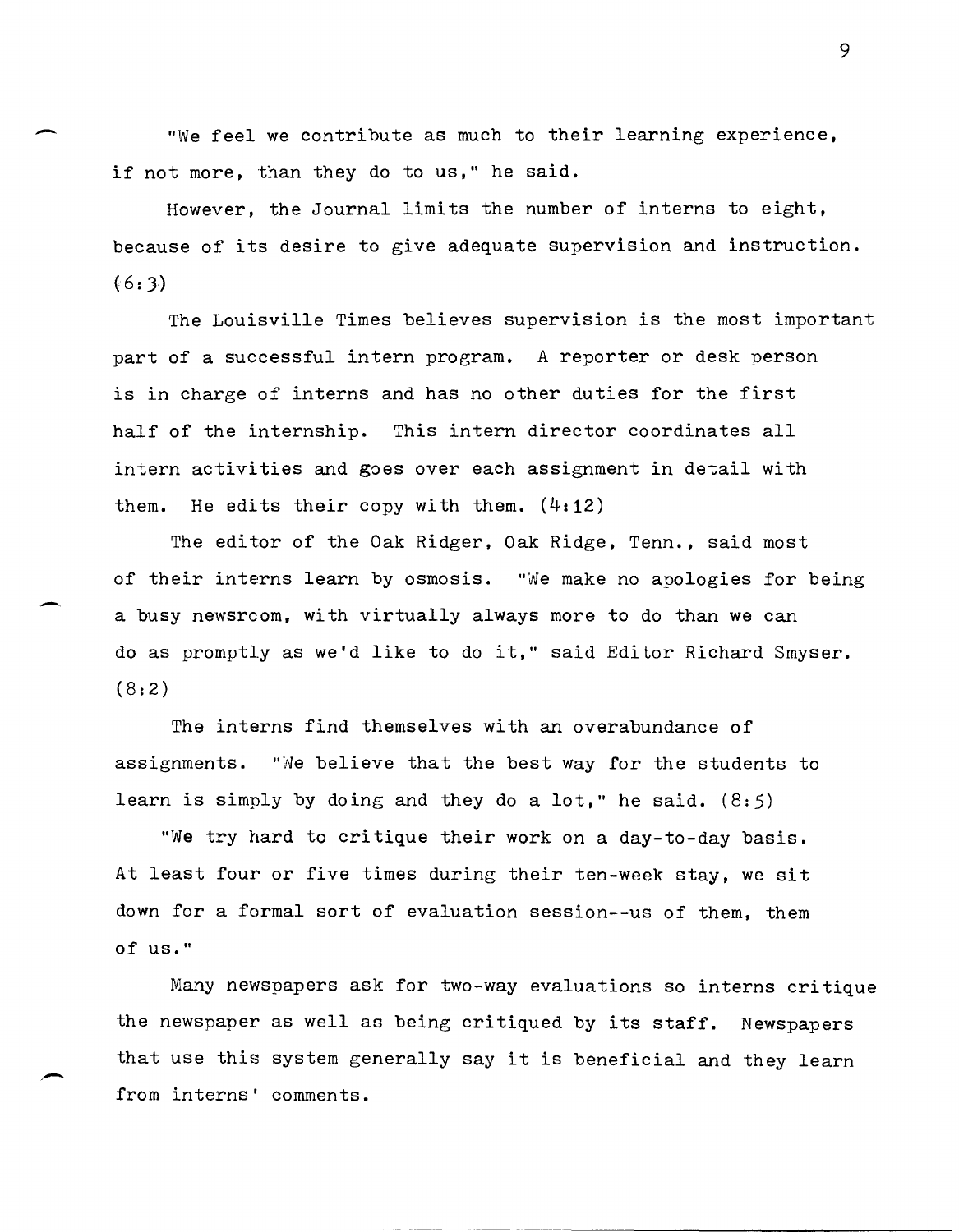"We feel we contribute as much to their learning experience, if not more, than they do to us," he said.

However, the Journal limits the number of interns to eight, because of its desire to give adequate supervision and instruction. (6:3)

The Louisville Times believes supervision is the most important part of a successful intern program. A reporter or desk person is in charge of interns and has no other duties for the first half of the internship. This intern director coordinates all intern activities and goes over each assignment in detail with them. He edits their copy with them. (4:12)

The editor of the Oak Ridger, Oak Ridge, Tenn., said most of their interns learn by osmosis. "We make no apologies for being a busy newsroom, with virtually always more to do than we can do as promptly as we'd like to do it," said Editor Richard Smyser. (8:2)

The interns find themselves with an overabundance of assignments. "We believe that the best way for the students to learn is simply by doing and they do a lot," he said. (8:5)

"We try hard to critique their work on a day-to-day basis. At least four or five times during their ten-week stay, we sit down for a formal sort of evaluation session--us of them, them of us."

Many newspapers ask for two-way evaluations so interns critique the newspaper as well as being critiqued by its staff. Newspapers that use this system generally say it is beneficial and they learn from interns' comments.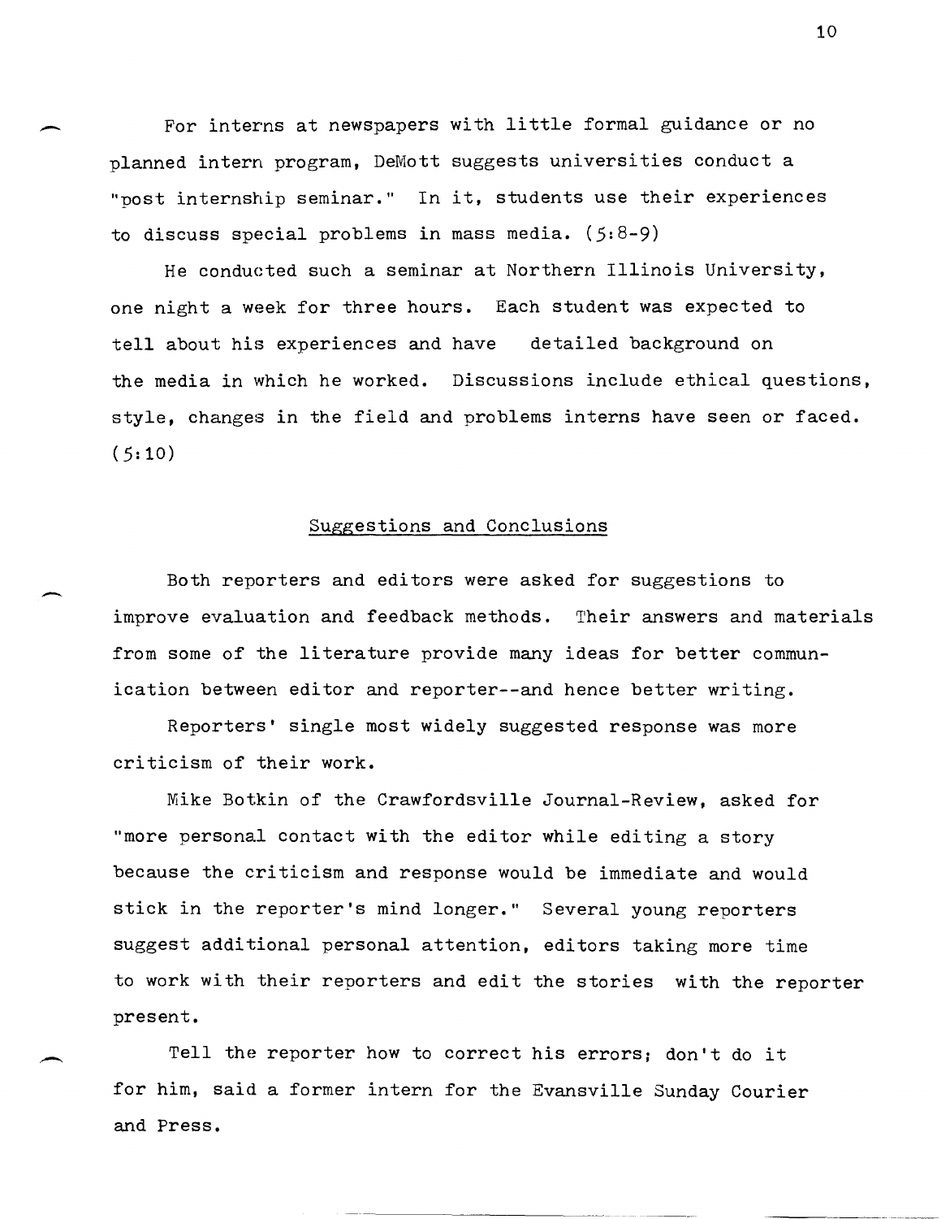For interns at newspapers with little formal guidance or no planned intern program, DeMott suggests universities conduct a "post internship seminar." In it, students use their experiences to discuss special problems in mass media. (5:8-9)

He conducted such a seminar at Northern Illinois University, one night a week for three hours. Each student was expected to tell about his experiences and have detailed background on the media in which he worked. Discussions include ethical questions, style, changes in the field and problems interns have seen or faced. (5:10)

## Suggestions and Conclusions

Both reporters and editors were asked for suggestions to improve evaluation and feedback methods. Their answers and materials from some of the literature provide many ideas for better communication between editor and reporter--and hence better writing.

Reporters' single most widely suggested response was more criticism of their work.

Mike Botkin of the Crawfordsville Journal-Review, asked for "more personal contact with the editor while editing a story because the criticism and response would be immediate and would stick in the reporter's mind longer." Several young reporters suggest additional personal attention, editors taking more time to work with their reporters and edit the stories with the reporter present.

Tell the reporter how to correct his errors; don't do it for him, said a former intern for the Evansville Sunday Courier and Press.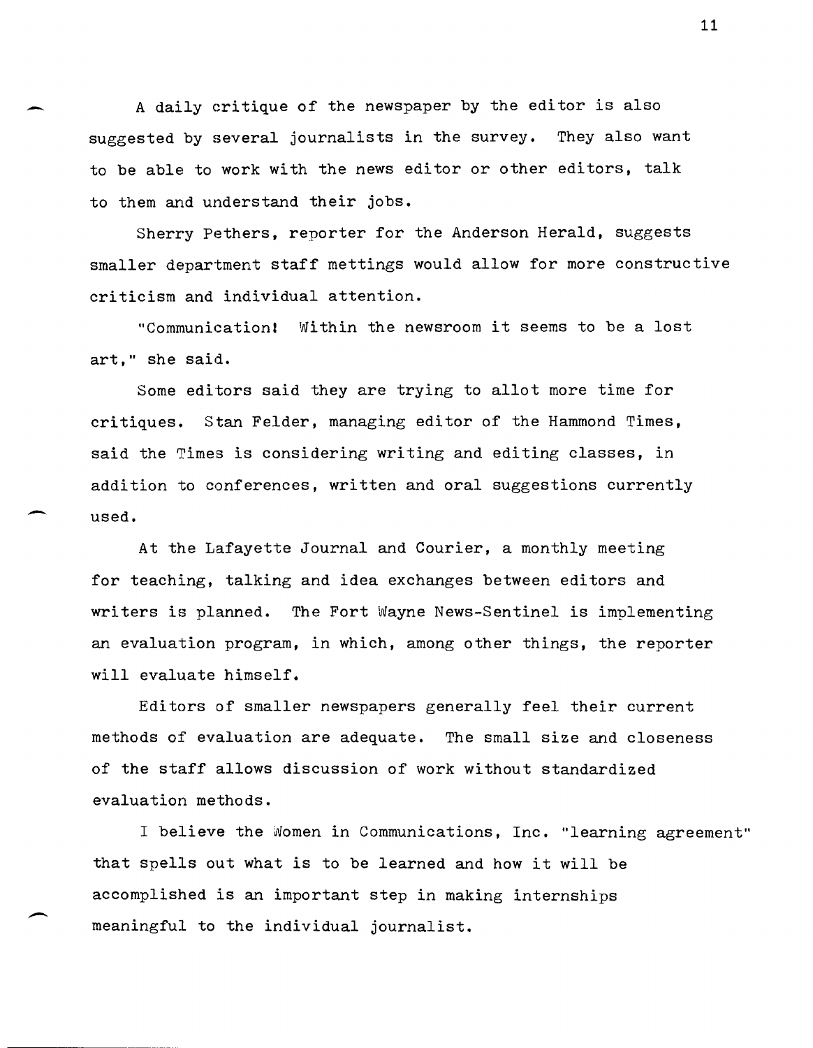A daily critique of the newspaper by the editor is also suggested by several journalists in the survey. They also want to be able to work with the news editor or other editors, talk to them and understand their jobs.

Sherry Pethers, reporter for the Anderson Herald, suggests smaller department staff mettings would allow for more constructive criticism and individual attention.

"Communication! Within the newsroom it seems to be a lost art," she said.

Some editors said they are trying to allot more time for critiques. Stan Felder, managing editor of the Hammond Times, said the Times is considering writing and editing classes, in addition to conferences, written and oral suggestions currently used.

At the Lafayette Journal and Courier, a monthly meeting for teaching, talking and idea exchanges between editors and writers is planned. The Fort Wayne News-Sentinel is implementing an evaluation program, in which, among other things, the reporter will evaluate himself.

Editors of smaller newspapers generally feel their current methods of evaluation are adequate. The small size and closeness of the staff allows discussion of work without standardized evaluation methods.

I believe the Women in Communications, Inc. "learning agreement" that spells out what is to be learned and how it will be accomplished is an important step in making internships meaningful to the individual journalist.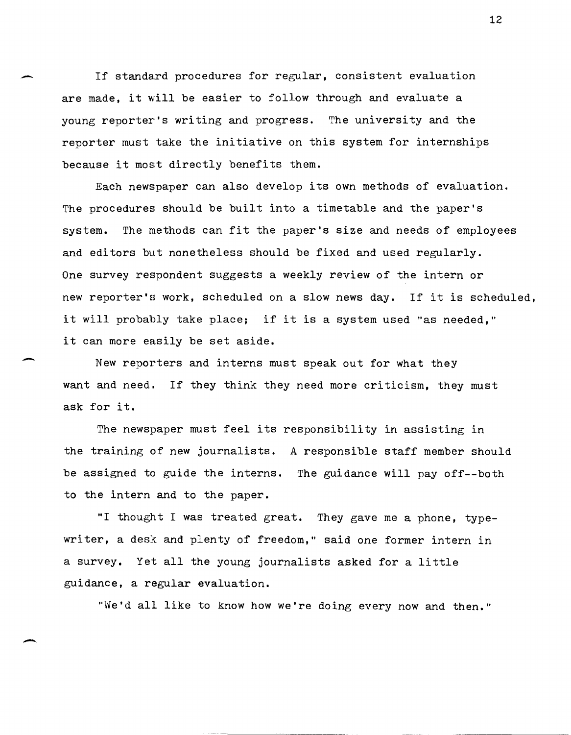If standard procedures for regular, consistent evaluation are made, it will be easier to follow through and evaluate a young reporter's writing and progress. The university and the reporter must take the initiative on this system for internships because it most directly benefits them.

Each newspaper can also develop its own methods of evaluation. The procedures should be built into a timetable and the paper's system. The methods can fit the paper's size and needs of employees and editors but nonetheless should be fixed and used regularly. One survey respondent suggests a weekly review of the intern or new reporter's work, scheduled on a slow news day. If it is scheduled, it will probably take place; if it is a system used "as needed," it can more easily be set aside.

New reporters and interns must speak out for what they want and need. If they think they need more criticism, they must ask for it.

The newspaper must feel its responsibility in assisting in the training of new journalists. A responsible staff member should be assigned to guide the interns. The guidance will pay off--both to the intern and to the paper.

"I thought I was treated great. They gave me a phone, typewriter, a desk and plenty of freedom," said one former intern in a survey. Yet all the young journalists asked for a little guidance, a regular evaluation.

"We'd all like to know how we're doing every now and then."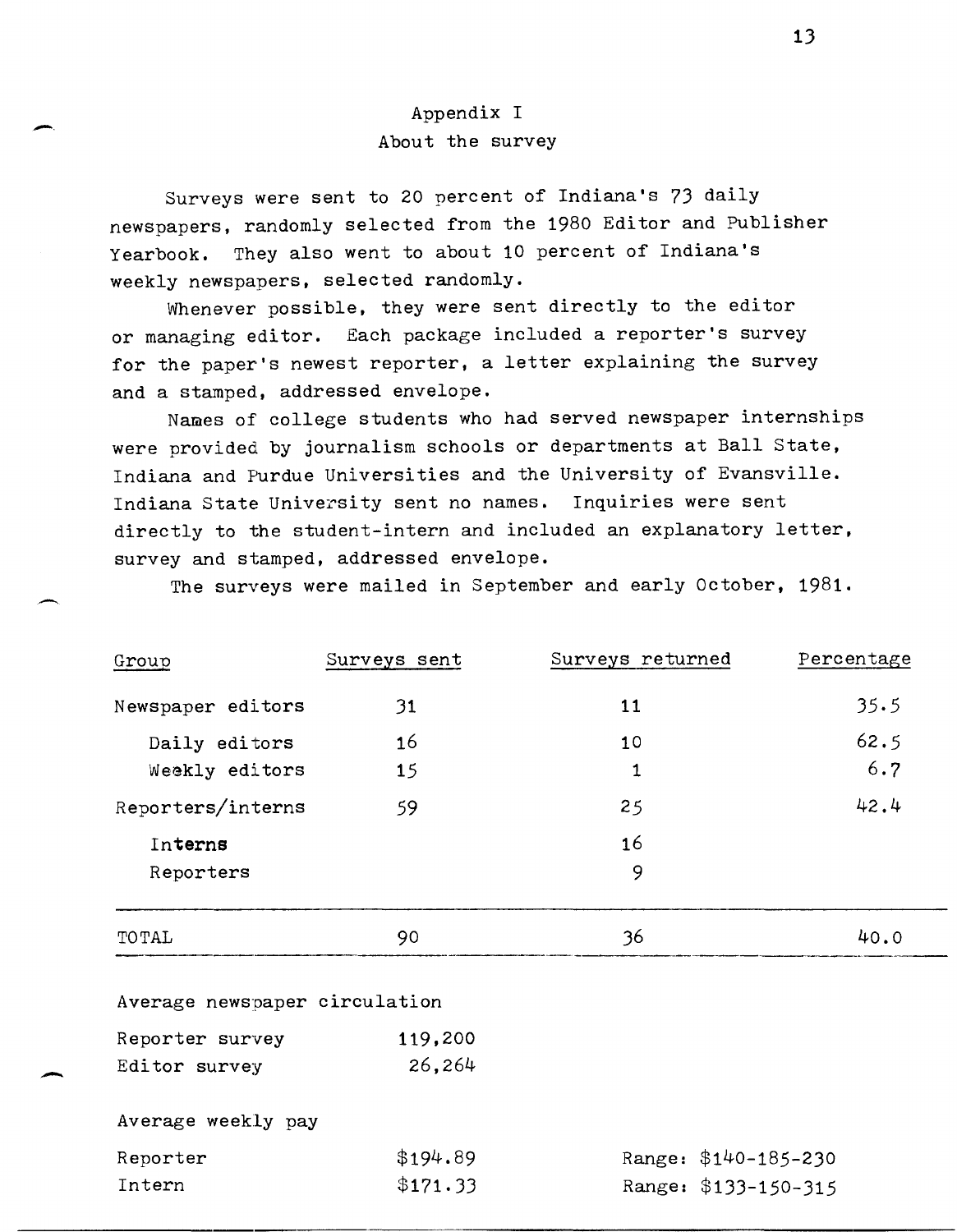# Appendix I

## About the survey

Surveys were sent to 20 percent of Indiana's 73 daily newspapers, randomly selected from the 1980 Editor and Publisher Yearbook. They also went to about 10 percent of Indiana's weekly newspapers, selected randomly.

Whenever possible, they were sent directly to the editor or managing editor. Each package included a reporter's survey for the paper's newest reporter, a letter explaining the survey and a stamped, addressed envelope.

Names of college students who had served newspaper internships were provided by journalism schools or departments at Ball State, Indiana and Purdue Universities and the University of Evansville. Indiana State University sent no names. Inquiries were sent directly to the student-intern and included an explanatory letter, survey and stamped, addressed envelope.

The surveys were mailed in September and early October, 1981.

| Group | Surveys sent | Surveys returned | Percentage |
|---|---|---|---|
| Newspaper editors | 31 | 11 | 35.5 |
| Daily editors | 16 | 10 | 62.5 |
| Weekly editors | 15 | 1 | 6.7 |
| Reporters/interns | 59 | 25 | 42.4 |
| Interns | | 16 | |
| Reporters | | 9 | |
| TOTAL | 90 | 36 | 40.0 |

Average newspaper circulation

| | |
|---|---|
| Reporter survey | 119,200 |
| Editor survey | 26,264 |

Average weekly pay

| | | |
|---|---|---|
| Reporter | $194.89 | Range: $140-185-230 |
| Intern | $171.33 | Range: $133-150-315 |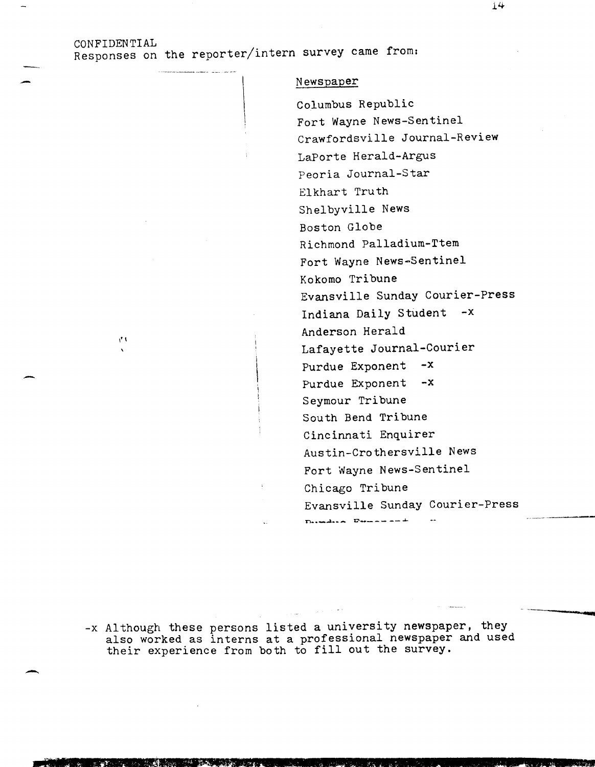CONFIDENTIAL

Responses on the reporter/intern survey came from:

Newspaper

Columbus Republic
Fort Wayne News-Sentinel
Crawfordsville Journal-Review
LaPorte Herald-Argus
Peoria Journal-Star
Elkhart Truth
Shelbyville News
Boston Globe
Richmond Palladium-Ttem
Fort Wayne News-Sentinel
Kokomo Tribune
Evansville Sunday Courier-Press
Indiana Daily Student -x
Anderson Herald
Lafayette Journal-Courier
Purdue Exponent -x
Purdue Exponent -x
Seymour Tribune
South Bend Tribune
Cincinnati Enquirer
Austin-Crothersville News
Fort Wayne News-Sentinel
Chicago Tribune
Evansville Sunday Courier-Press
Purdue Exponent -x

-x Although these persons listed a university newspaper, they also worked as interns at a professional newspaper and used their experience from both to fill out the survey.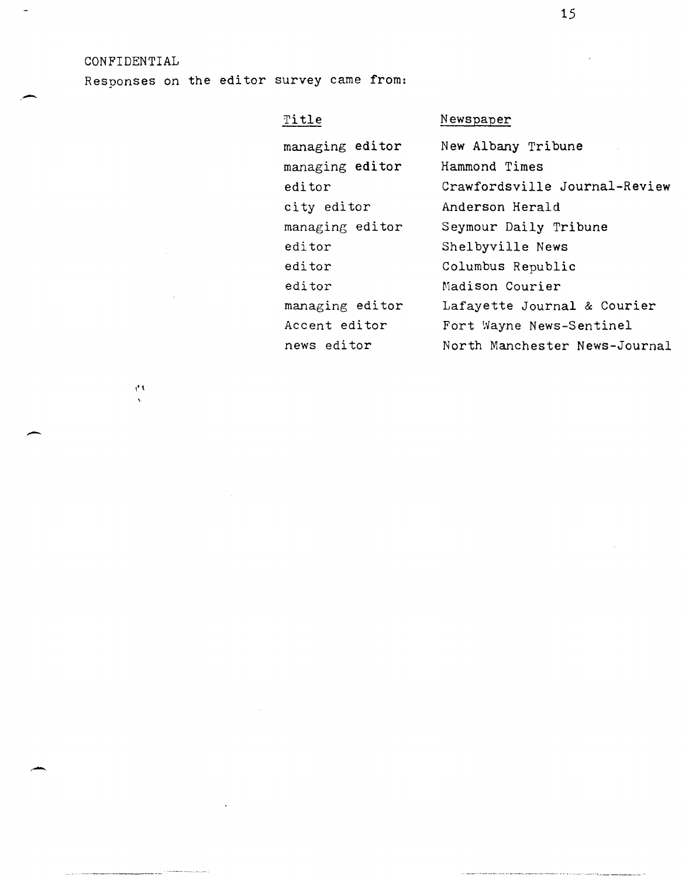CONFIDENTIAL

Responses on the editor survey came from:

| Title | Newspaper |
| --- | --- |
| managing editor | New Albany Tribune |
| managing editor | Hammond Times |
| editor | Crawfordsville Journal-Review |
| city editor | Anderson Herald |
| managing editor | Seymour Daily Tribune |
| editor | Shelbyville News |
| editor | Columbus Republic |
| editor | Madison Courier |
| managing editor | Lafayette Journal & Courier |
| Accent editor | Fort Wayne News-Sentinel |
| news editor | North Manchester News-Journal |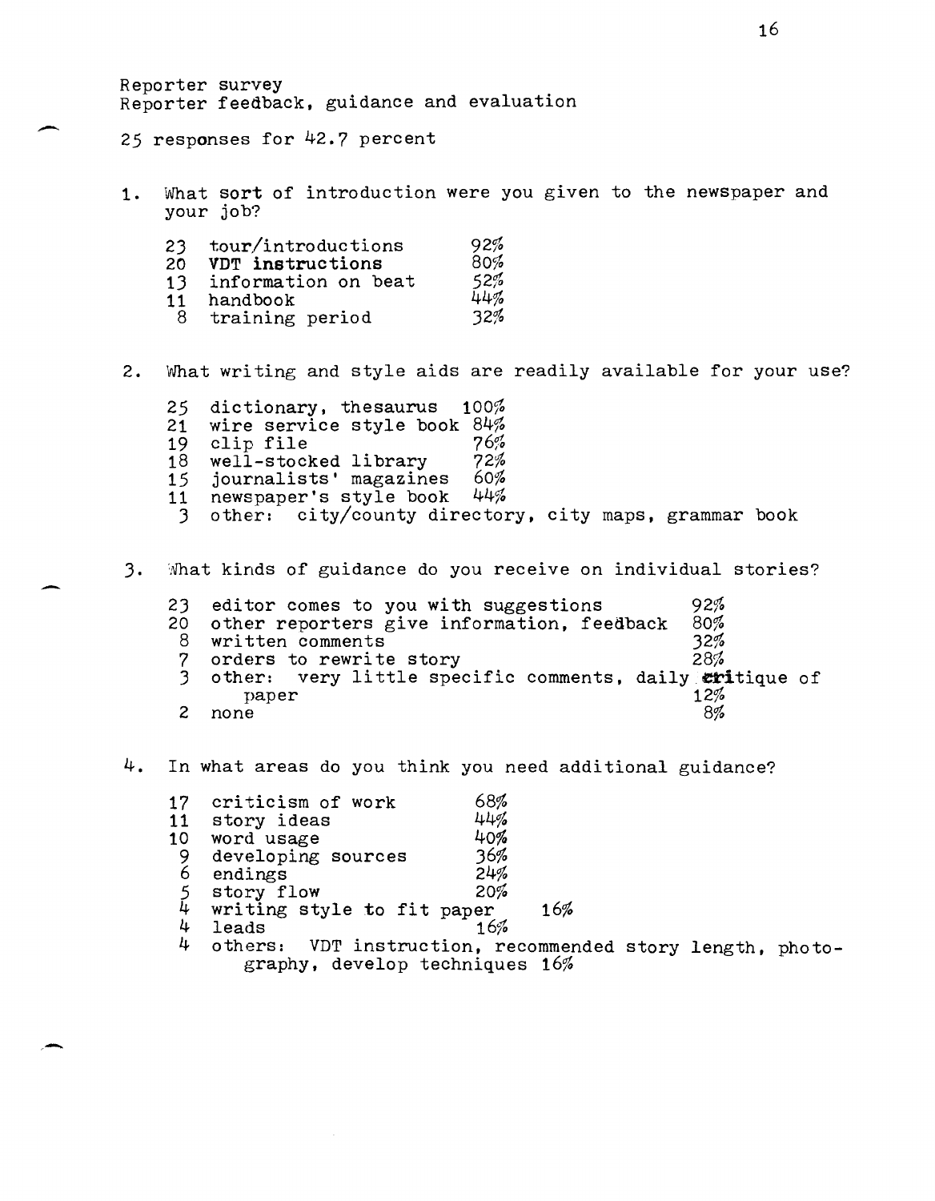Reporter survey
Reporter feedback, guidance and evaluation

25 responses for 42.7 percent

1. What sort of introduction were you given to the newspaper and your job?

| | | |
|---|---|---|
| 23 | tour/introductions | 92% |
| 20 | **VDT instructions** | 80% |
| 13 | information on beat | 52% |
| 11 | handbook | 44% |
| 8 | training period | 32% |

2. What writing and style aids are readily available for your use?

| | | |
|---|---|---|
| 25 | dictionary, thesaurus | 100% |
| 21 | wire service style book | 84% |
| 19 | clip file | 76% |
| 18 | well-stocked library | 72% |
| 15 | journalists' magazines | 60% |
| 11 | newspaper's style book | 44% |
| 3 | other: city/county directory, city maps, grammar book | |

3. What kinds of guidance do you receive on individual stories?

| | | |
|---|---|---|
| 23 | editor comes to you with suggestions | 92% |
| 20 | other reporters give information, feedback | 80% |
| 8 | written comments | 32% |
| 7 | orders to rewrite story | 28% |
| 3 | other: very little specific comments, daily critique of paper | 12% |
| 2 | none | 8% |

4. In what areas do you think you need additional guidance?

| | | |
|---|---|---|
| 17 | criticism of work | 68% |
| 11 | story ideas | 44% |
| 10 | word usage | 40% |
| 9 | developing sources | 36% |
| 6 | endings | 24% |
| 5 | story flow | 20% |
| 4 | writing style to fit paper | 16% |
| 4 | leads | 16% |
| 4 | others: VDT instruction, recommended story length, photography, develop techniques | 16% |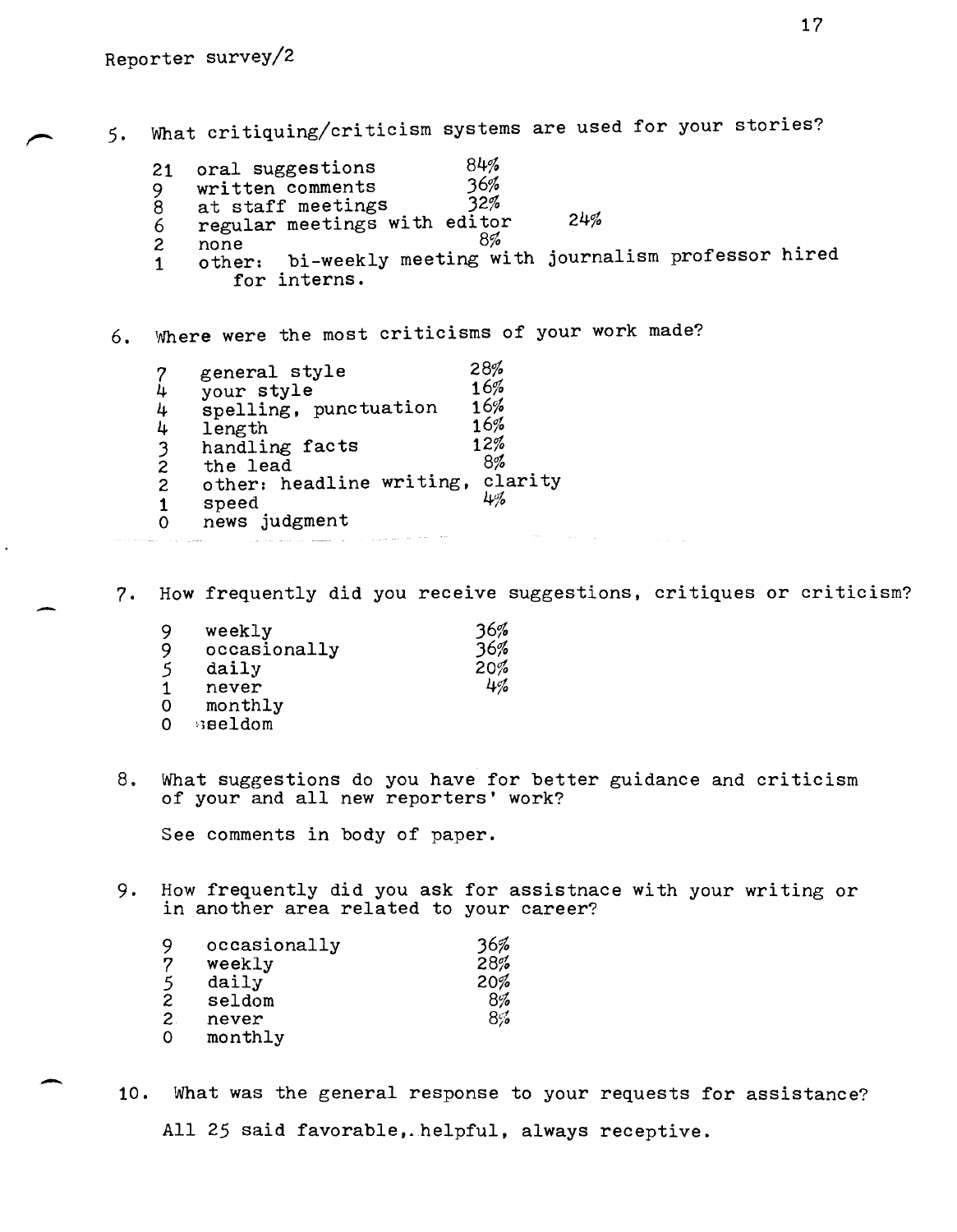Reporter survey/2

5. What critiquing/criticism systems are used for your stories?

| | | |
|---|---|---|
| 21 | oral suggestions | 84% |
| 9 | written comments | 36% |
| 8 | at staff meetings | 32% |
| 6 | regular meetings with editor | 24% |
| 2 | none | 8% |
| 1 | other: bi-weekly meeting with journalism professor hired for interns. | |

6. Where were the most criticisms of your work made?

| | | |
|---|---|---|
| 7 | general style | 28% |
| 4 | your style | 16% |
| 4 | spelling, punctuation | 16% |
| 4 | length | 16% |
| 3 | handling facts | 12% |
| 2 | the lead | 8% |
| 2 | other: headline writing, clarity | |
| 1 | speed | 4% |
| 0 | news judgment | |

7. How frequently did you receive suggestions, critiques or criticism?

| | | |
|---|---|---|
| 9 | weekly | 36% |
| 9 | occasionally | 36% |
| 5 | daily | 20% |
| 1 | never | 4% |
| 0 | monthly | |
| 0 | seldom | |

8. What suggestions do you have for better guidance and criticism of your and all new reporters' work?

See comments in body of paper.

9. How frequently did you ask for assistnace with your writing or in another area related to your career?

| | | |
|---|---|---|
| 9 | occasionally | 36% |
| 7 | weekly | 28% |
| 5 | daily | 20% |
| 2 | seldom | 8% |
| 2 | never | 8% |
| 0 | monthly | |

10. What was the general response to your requests for assistance?

All 25 said favorable,.helpful, always receptive.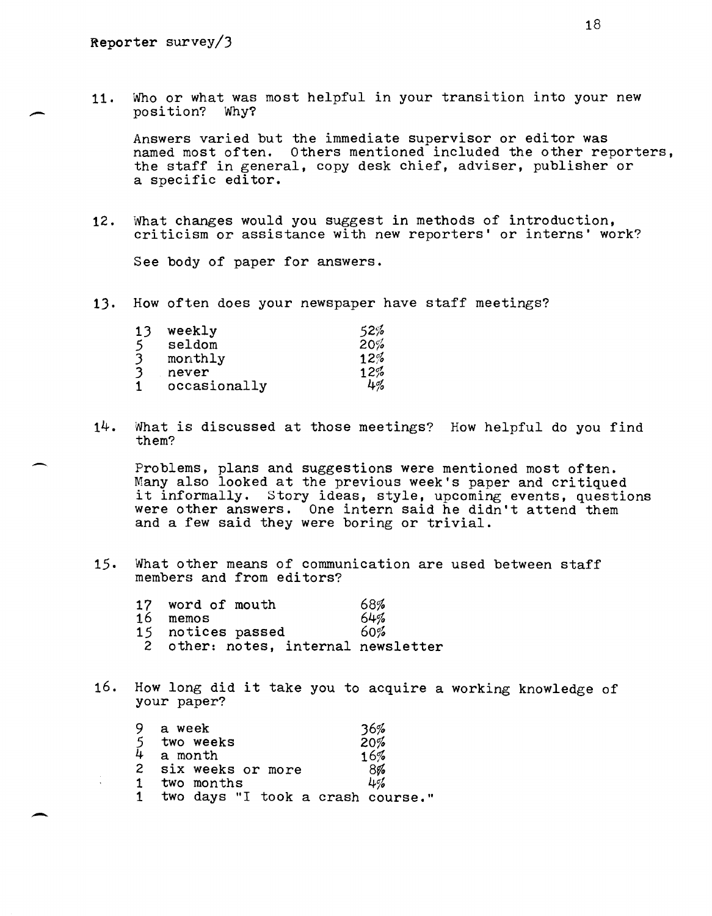Reporter survey/3

11. Who or what was most helpful in your transition into your new position? Why?

    Answers varied but the immediate supervisor or editor was named most often. Others mentioned included the other reporters, the staff in general, copy desk chief, adviser, publisher or a specific editor.

12. What changes would you suggest in methods of introduction, criticism or assistance with new reporters' or interns' work?

    See body of paper for answers.

13. How often does your newspaper have staff meetings?

| | | |
|---|---|---|
| 13 | weekly | 52% |
| 5 | seldom | 20% |
| 3 | monthly | 12% |
| 3 | never | 12% |
| 1 | occasionally | 4% |

14. What is discussed at those meetings? How helpful do you find them?

    Problems, plans and suggestions were mentioned most often. Many also looked at the previous week's paper and critiqued it informally. Story ideas, style, upcoming events, questions were other answers. One intern said he didn't attend them and a few said they were boring or trivial.

15. What other means of communication are used between staff members and from editors?

| | | |
|---|---|---|
| 17 | word of mouth | 68% |
| 16 | memos | 64% |
| 15 | notices passed | 60% |
| 2 | other: notes, internal newsletter | |

16. How long did it take you to acquire a working knowledge of your paper?

| | | |
|---|---|---|
| 9 | a week | 36% |
| 5 | two weeks | 20% |
| 4 | a month | 16% |
| 2 | six weeks or more | 8% |
| 1 | two months | 4% |
| 1 | two days "I took a crash course." | |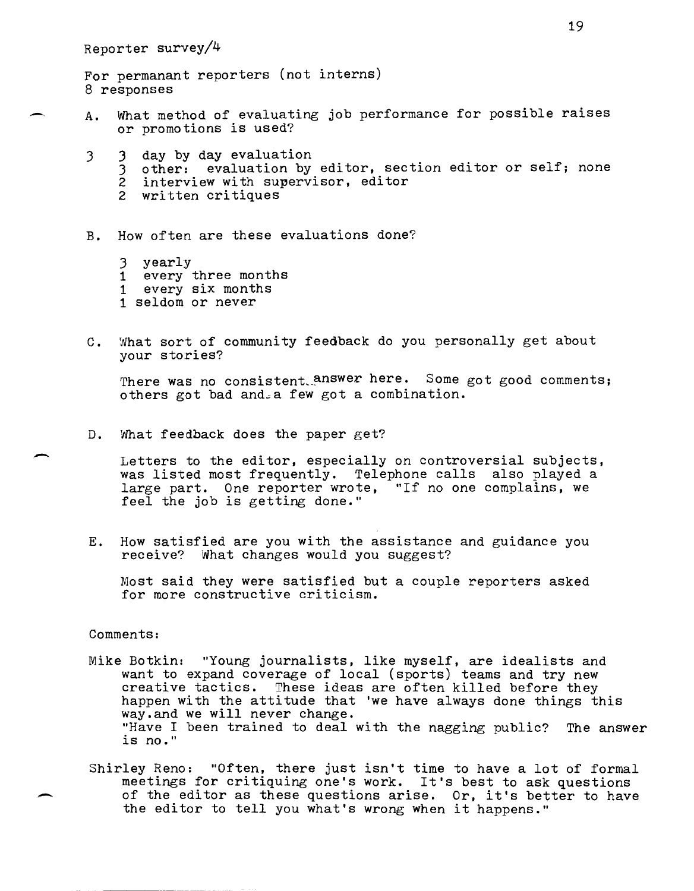Reporter survey/4

For permanant reporters (not interns)
8 responses

A. What method of evaluating job performance for possible raises or promotions is used?

3 3 day by day evaluation
   3 other: evaluation by editor, section editor or self; none
   2 interview with supervisor, editor
   2 written critiques

B. How often are these evaluations done?

   3 yearly
   1 every three months
   1 every six months
   1 seldom or never

C. What sort of community feedback do you personally get about your stories?

   There was no consistent answer here. Some got good comments; others got bad and a few got a combination.

D. What feedback does the paper get?

   Letters to the editor, especially on controversial subjects, was listed most frequently. Telephone calls also played a large part. One reporter wrote, "If no one complains, we feel the job is getting done."

E. How satisfied are you with the assistance and guidance you receive? What changes would you suggest?

   Most said they were satisfied but a couple reporters asked for more constructive criticism.

Comments:

Mike Botkin: "Young journalists, like myself, are idealists and want to expand coverage of local (sports) teams and try new creative tactics. These ideas are often killed before they happen with the attitude that 'we have always done things this way.and we will never change.
"Have I been trained to deal with the nagging public? The answer is no."

Shirley Reno: "Often, there just isn't time to have a lot of formal meetings for critiquing one's work. It's best to ask questions of the editor as these questions arise. Or, it's better to have the editor to tell you what's wrong when it happens."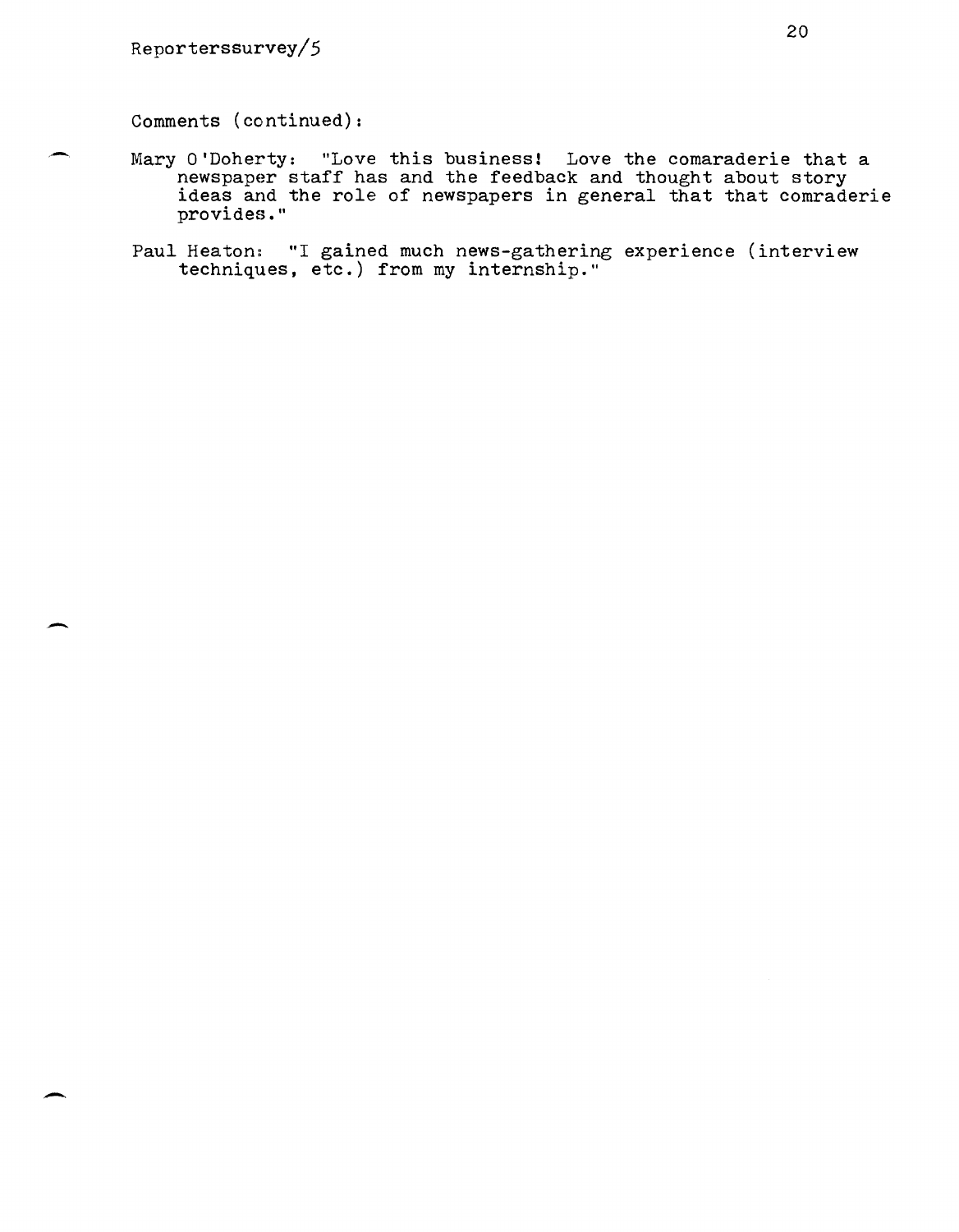Comments (continued):

Mary O'Doherty: "Love this business! Love the comaraderie that a newspaper staff has and the feedback and thought about story ideas and the role of newspapers in general that that comraderie provides."

Paul Heaton: "I gained much news-gathering experience (interview techniques, etc.) from my internship."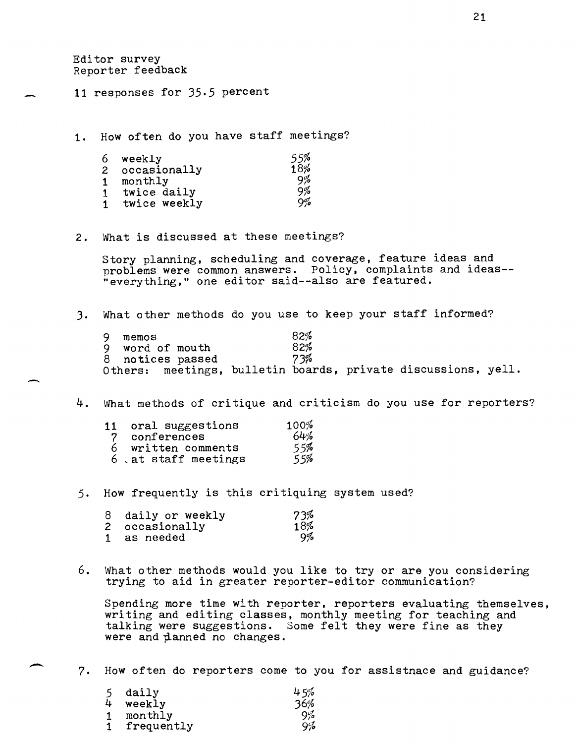Editor survey
Reporter feedback

11 responses for 35.5 percent

1. How often do you have staff meetings?

| | | |
|---|---|---|
| 6 | weekly | 55% |
| 2 | occasionally | 18% |
| 1 | monthly | 9% |
| 1 | twice daily | 9% |
| 1 | twice weekly | 9% |

2. What is discussed at these meetings?

   Story planning, scheduling and coverage, feature ideas and problems were common answers. Policy, complaints and ideas--"everything," one editor said--also are featured.

3. What other methods do you use to keep your staff informed?

| | | |
|---|---|---|
| 9 | memos | 82% |
| 9 | word of mouth | 82% |
| 8 | notices passed | 73% |

   Others: meetings, bulletin boards, private discussions, yell.

4. What methods of critique and criticism do you use for reporters?

| | | |
|---|---|---|
| 11 | oral suggestions | 100% |
| 7 | conferences | 64% |
| 6 | written comments | 55% |
| 6 | at staff meetings | 55% |

5. How frequently is this critiquing system used?

| | | |
|---|---|---|
| 8 | daily or weekly | 73% |
| 2 | occasionally | 18% |
| 1 | as needed | 9% |

6. What other methods would you like to try or are you considering trying to aid in greater reporter-editor communication?

   Spending more time with reporter, reporters evaluating themselves, writing and editing classes, monthly meeting for teaching and talking were suggestions. Some felt they were fine as they were and planned no changes.

7. How often do reporters come to you for assistnace and guidance?

| | | |
|---|---|---|
| 5 | daily | 45% |
| 4 | weekly | 36% |
| 1 | monthly | 9% |
| 1 | frequently | 9% |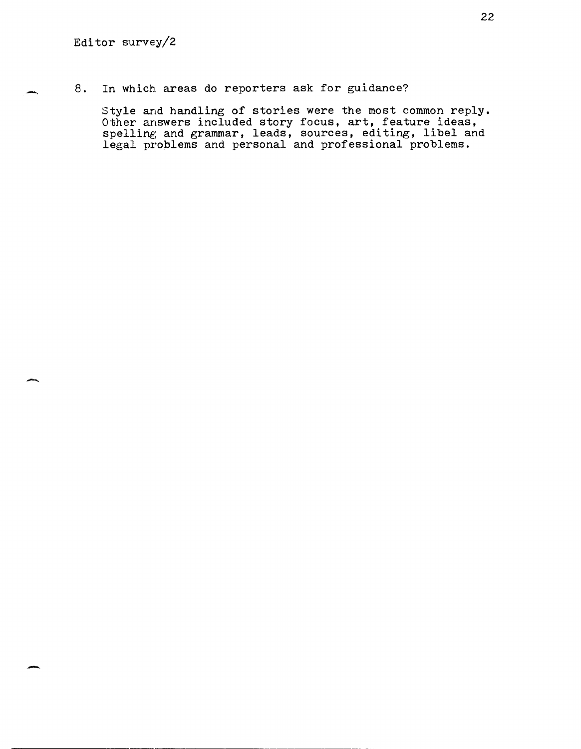Editor survey/2

8. In which areas do reporters ask for guidance?

   Style and handling of stories were the most common reply. Other answers included story focus, art, feature ideas, spelling and grammar, leads, sources, editing, libel and legal problems and personal and professional problems.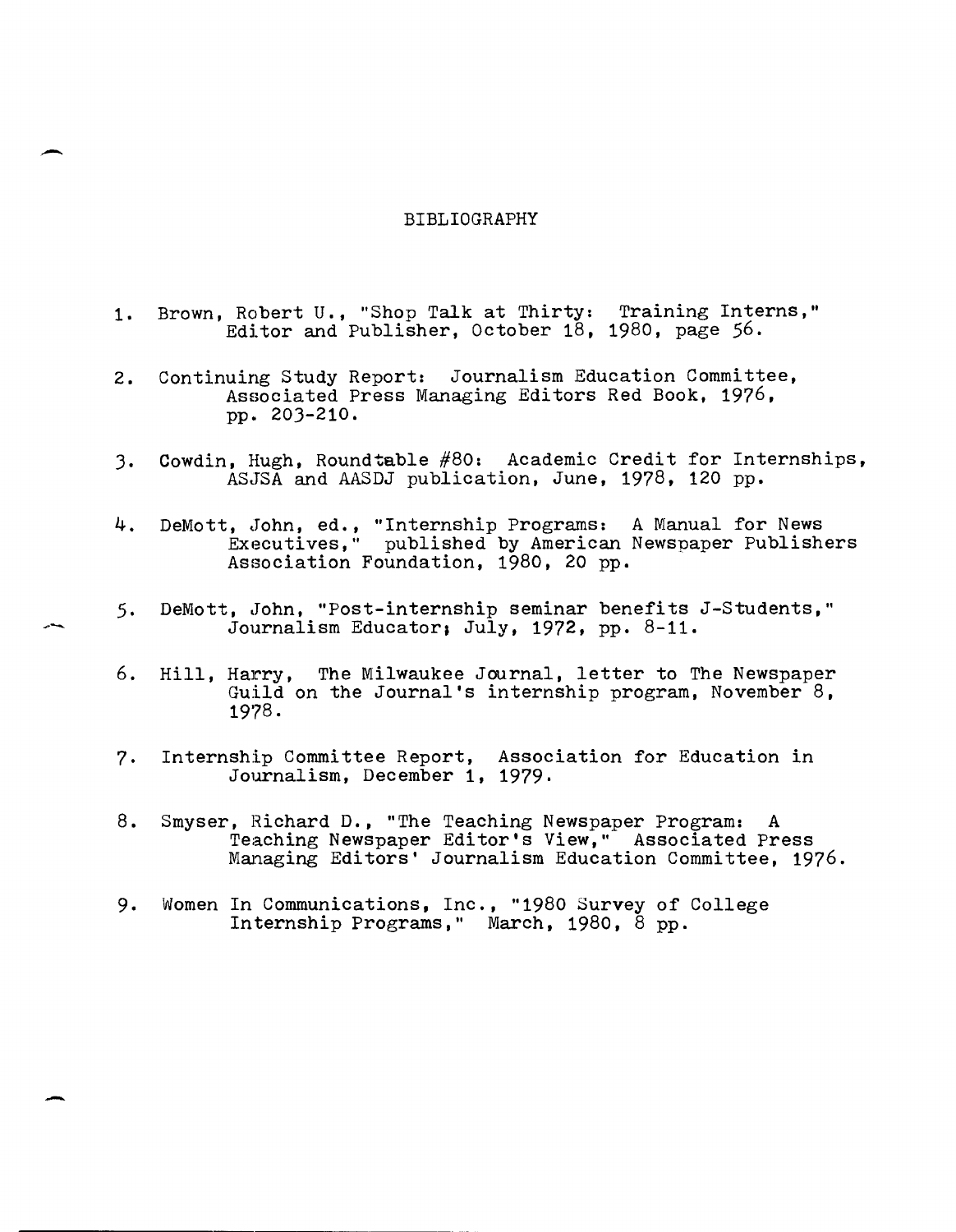# BIBLIOGRAPHY

1. Brown, Robert U., "Shop Talk at Thirty: Training Interns," Editor and Publisher, October 18, 1980, page 56.

2. Continuing Study Report: Journalism Education Committee, Associated Press Managing Editors Red Book, 1976, pp. 203-210.

3. Cowdin, Hugh, Roundtable #80: Academic Credit for Internships, ASJSA and AASDJ publication, June, 1978, 120 pp.

4. DeMott, John, ed., "Internship Programs: A Manual for News Executives," published by American Newspaper Publishers Association Foundation, 1980, 20 pp.

5. DeMott, John, "Post-internship seminar benefits J-Students," Journalism Educator; July, 1972, pp. 8-11.

6. Hill, Harry, The Milwaukee Journal, letter to The Newspaper Guild on the Journal's internship program, November 8, 1978.

7. Internship Committee Report, Association for Education in Journalism, December 1, 1979.

8. Smyser, Richard D., "The Teaching Newspaper Program: A Teaching Newspaper Editor's View," Associated Press Managing Editors' Journalism Education Committee, 1976.

9. Women In Communications, Inc., "1980 Survey of College Internship Programs," March, 1980, 8 pp.